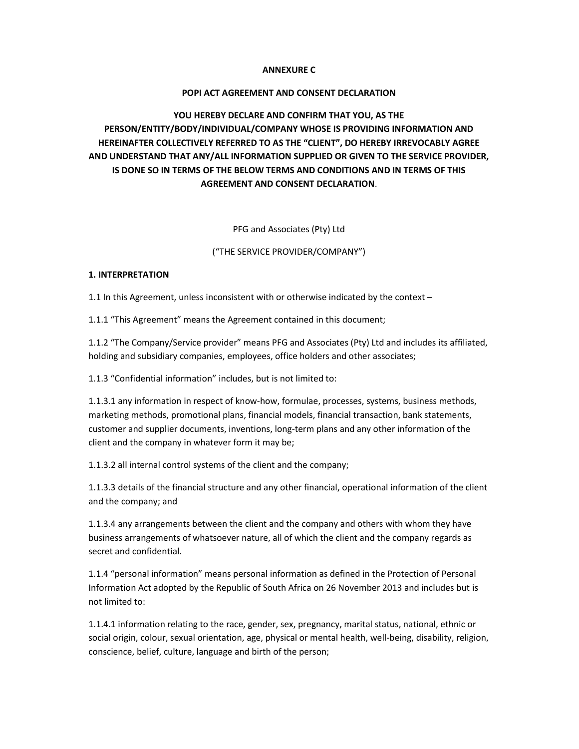**ANNEXURE C**

**POPI ACT AGREEMENT AND CONSENT DECLARATION**

**YOU HEREBY DECLARE AND CONFIRM THAT YOU, AS THE PERSON/ENTITY/BODY/INDIVIDUAL/COMPANY WHOSE IS PROVIDING INFORMATION AND HEREINAFTER COLLECTIVELY REFERRED TO AS THE "CLIENT", DO HEREBY IRREVOCABLY AGREE AND UNDERSTAND THAT ANY/ALL INFORMATION SUPPLIED OR GIVEN TO THE SERVICE PROVIDER, IS DONE SO IN TERMS OF THE BELOW TERMS AND CONDITIONS AND IN TERMS OF THIS AGREEMENT AND CONSENT DECLARATION**.

PFG and Associates (Pty) Ltd

("THE SERVICE PROVIDER/COMPANY")

**1. INTERPRETATION**

1.1 In this Agreement, unless inconsistent with or otherwise indicated by the context –

1.1.1 "This Agreement" means the Agreement contained in this document;

1.1.2 "The Company/Service provider" means PFG and Associates (Pty) Ltd and includes its affiliated, holding and subsidiary companies, employees, office holders and other associates;

1.1.3 "Confidential information" includes, but is not limited to:

1.1.3.1 any information in respect of know-how, formulae, processes, systems, business methods, marketing methods, promotional plans, financial models, financial transaction, bank statements, customer and supplier documents, inventions, long-term plans and any other information of the client and the company in whatever form it may be;

1.1.3.2 all internal control systems of the client and the company;

1.1.3.3 details of the financial structure and any other financial, operational information of the client and the company; and

1.1.3.4 any arrangements between the client and the company and others with whom they have business arrangements of whatsoever nature, all of which the client and the company regards as secret and confidential.

1.1.4 "personal information" means personal information as defined in the Protection of Personal Information Act adopted by the Republic of South Africa on 26 November 2013 and includes but is not limited to:

1.1.4.1 information relating to the race, gender, sex, pregnancy, marital status, national, ethnic or social origin, colour, sexual orientation, age, physical or mental health, well-being, disability, religion, conscience, belief, culture, language and birth of the person;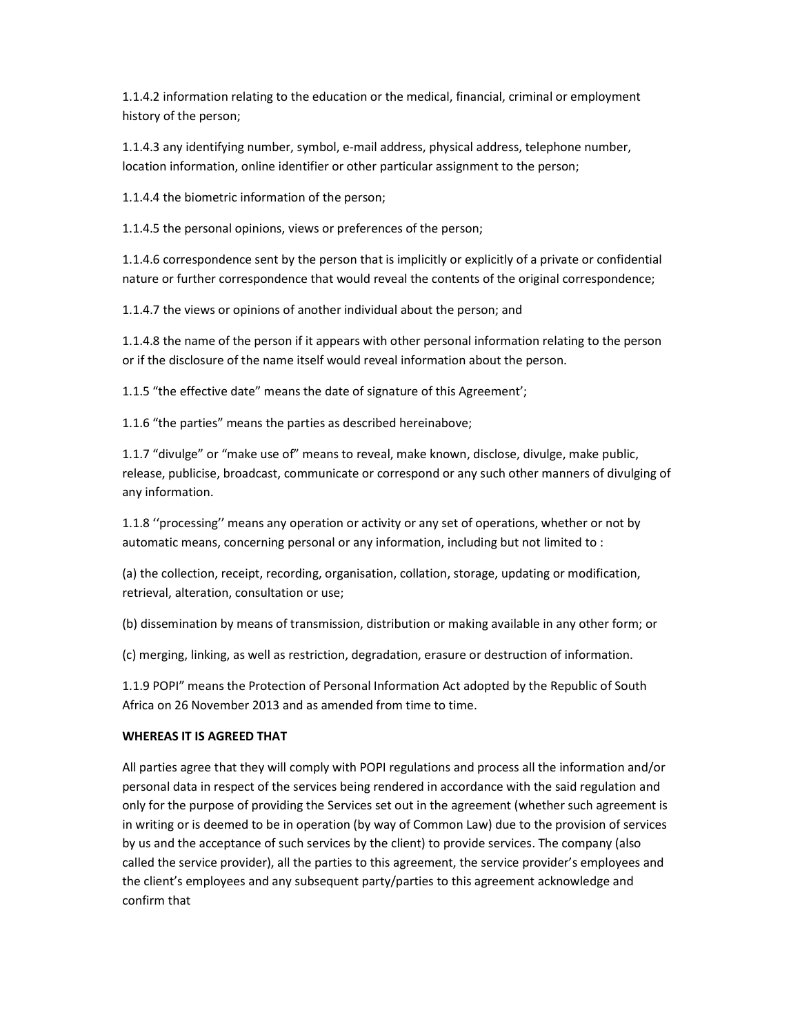1.1.4.2 information relating to the education or the medical, financial, criminal or employment history of the person;

1.1.4.3 any identifying number, symbol, e-mail address, physical address, telephone number, location information, online identifier or other particular assignment to the person;

1.1.4.4 the biometric information of the person;

1.1.4.5 the personal opinions, views or preferences of the person;

1.1.4.6 correspondence sent by the person that is implicitly or explicitly of a private or confidential nature or further correspondence that would reveal the contents of the original correspondence;

1.1.4.7 the views or opinions of another individual about the person; and

1.1.4.8 the name of the person if it appears with other personal information relating to the person or if the disclosure of the name itself would reveal information about the person.

1.1.5 "the effective date" means the date of signature of this Agreement';

1.1.6 "the parties" means the parties as described hereinabove;

1.1.7 "divulge" or "make use of" means to reveal, make known, disclose, divulge, make public, release, publicise, broadcast, communicate or correspond or any such other manners of divulging of any information.

1.1.8 ''processing'' means any operation or activity or any set of operations, whether or not by automatic means, concerning personal or any information, including but not limited to :

(a) the collection, receipt, recording, organisation, collation, storage, updating or modification, retrieval, alteration, consultation or use;

(b) dissemination by means of transmission, distribution or making available in any other form; or

(c) merging, linking, as well as restriction, degradation, erasure or destruction of information.

1.1.9 POPI" means the Protection of Personal Information Act adopted by the Republic of South Africa on 26 November 2013 and as amended from time to time.

**WHEREAS IT IS AGREED THAT**

All parties agree that they will comply with POPI regulations and process all the information and/or personal data in respect of the services being rendered in accordance with the said regulation and only for the purpose of providing the Services set out in the agreement (whether such agreement is in writing or is deemed to be in operation (by way of Common Law) due to the provision of services by us and the acceptance of such services by the client) to provide services. The company (also called the service provider), all the parties to this agreement, the service provider's employees and the client's employees and any subsequent party/parties to this agreement acknowledge and confirm that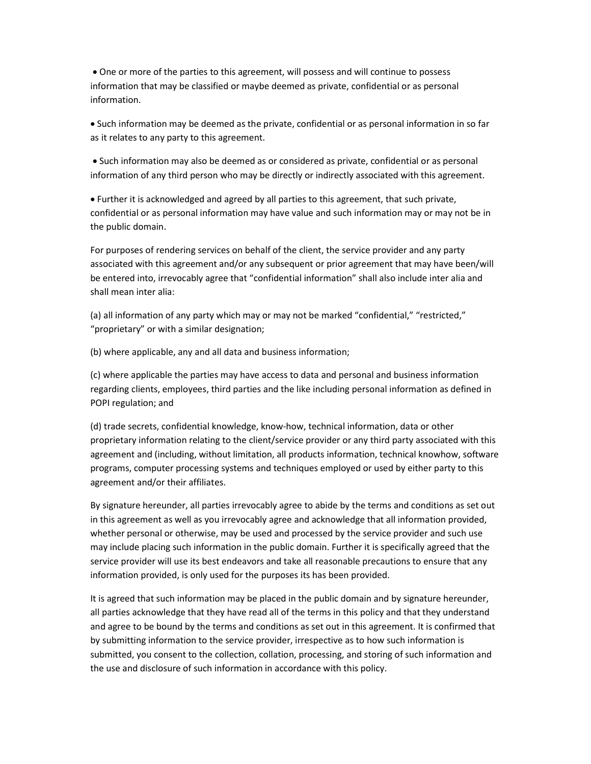- One or more of the parties to this agreement, will possess and will continue to possess information that may be classified or maybe deemed as private, confidential or as personal information.

- Such information may be deemed as the private, confidential or as personal information in so far as it relates to any party to this agreement.

- Such information may also be deemed as or considered as private, confidential or as personal information of any third person who may be directly or indirectly associated with this agreement.

- Further it is acknowledged and agreed by all parties to this agreement, that such private, confidential or as personal information may have value and such information may or may not be in the public domain.

For purposes of rendering services on behalf of the client, the service provider and any party associated with this agreement and/or any subsequent or prior agreement that may have been/will be entered into, irrevocably agree that "confidential information" shall also include inter alia and shall mean inter alia:

(a) all information of any party which may or may not be marked "confidential," "restricted," "proprietary" or with a similar designation;

(b) where applicable, any and all data and business information;

(c) where applicable the parties may have access to data and personal and business information regarding clients, employees, third parties and the like including personal information as defined in POPI regulation; and

(d) trade secrets, confidential knowledge, know-how, technical information, data or other proprietary information relating to the client/service provider or any third party associated with this agreement and (including, without limitation, all products information, technical knowhow, software programs, computer processing systems and techniques employed or used by either party to this agreement and/or their affiliates.

By signature hereunder, all parties irrevocably agree to abide by the terms and conditions as set out in this agreement as well as you irrevocably agree and acknowledge that all information provided, whether personal or otherwise, may be used and processed by the service provider and such use may include placing such information in the public domain. Further it is specifically agreed that the service provider will use its best endeavors and take all reasonable precautions to ensure that any information provided, is only used for the purposes its has been provided.

It is agreed that such information may be placed in the public domain and by signature hereunder, all parties acknowledge that they have read all of the terms in this policy and that they understand and agree to be bound by the terms and conditions as set out in this agreement. It is confirmed that by submitting information to the service provider, irrespective as to how such information is submitted, you consent to the collection, collation, processing, and storing of such information and the use and disclosure of such information in accordance with this policy.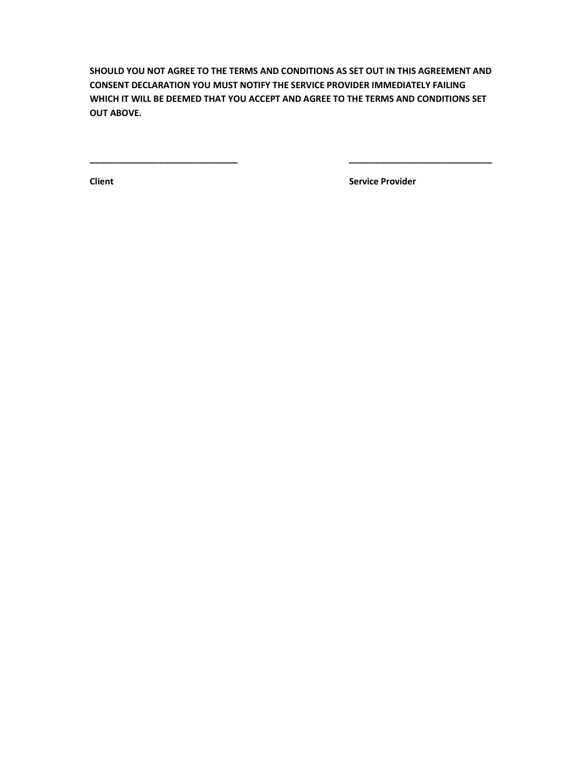**SHOULD YOU NOT AGREE TO THE TERMS AND CONDITIONS AS SET OUT IN THIS AGREEMENT AND CONSENT DECLARATION YOU MUST NOTIFY THE SERVICE PROVIDER IMMEDIATELY FAILING WHICH IT WILL BE DEEMED THAT YOU ACCEPT AND AGREE TO THE TERMS AND CONDITIONS SET OUT ABOVE.**

| | |
|---|---|
| ______________________________ | ______________________________ |
| **Client** | **Service Provider** |